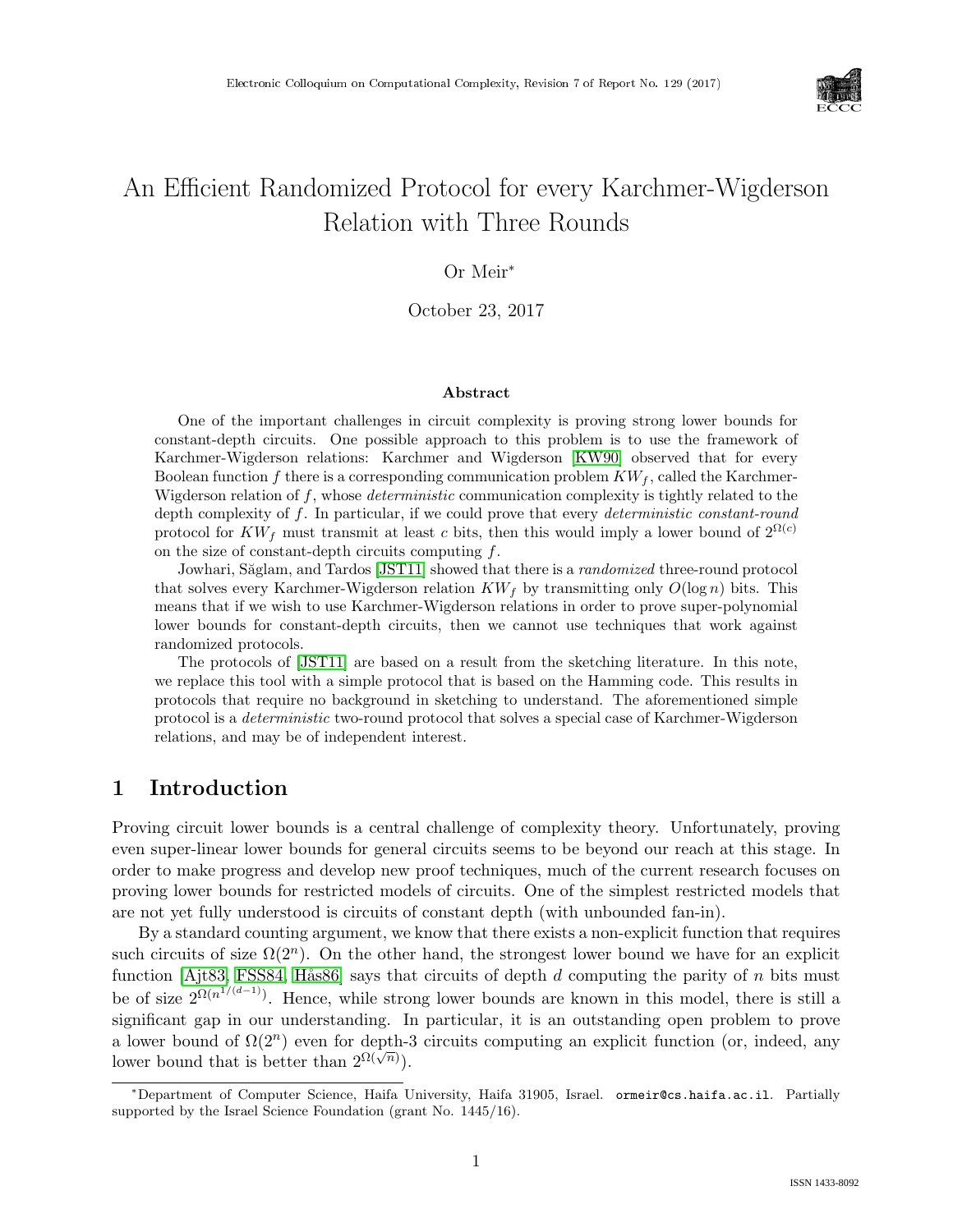# An Efficient Randomized Protocol for every Karchmer-Wigderson Relation with Three Rounds

Or Meir*

October 23, 2017

### Abstract

One of the important challenges in circuit complexity is proving strong lower bounds for constant-depth circuits. One possible approach to this problem is to use the framework of Karchmer-Wigderson relations: Karchmer and Wigderson [KW90] observed that for every Boolean function $f$ there is a corresponding communication problem $KW_f$, called the Karchmer-Wigderson relation of $f$, whose *deterministic* communication complexity is tightly related to the depth complexity of $f$. In particular, if we could prove that every *deterministic constant-round* protocol for $KW_f$ must transmit at least $c$ bits, then this would imply a lower bound of $2^{\Omega(c)}$ on the size of constant-depth circuits computing $f$.

Jowhari, Săglam, and Tardos [JST11] showed that there is a *randomized* three-round protocol that solves every Karchmer-Wigderson relation $KW_f$ by transmitting only $O(\log n)$ bits. This means that if we wish to use Karchmer-Wigderson relations in order to prove super-polynomial lower bounds for constant-depth circuits, then we cannot use techniques that work against randomized protocols.

The protocols of [JST11] are based on a result from the sketching literature. In this note, we replace this tool with a simple protocol that is based on the Hamming code. This results in protocols that require no background in sketching to understand. The aforementioned simple protocol is a *deterministic* two-round protocol that solves a special case of Karchmer-Wigderson relations, and may be of independent interest.

## 1 Introduction

Proving circuit lower bounds is a central challenge of complexity theory. Unfortunately, proving even super-linear lower bounds for general circuits seems to be beyond our reach at this stage. In order to make progress and develop new proof techniques, much of the current research focuses on proving lower bounds for restricted models of circuits. One of the simplest restricted models that are not yet fully understood is circuits of constant depth (with unbounded fan-in).

By a standard counting argument, we know that there exists a non-explicit function that requires such circuits of size $\Omega(2^n)$. On the other hand, the strongest lower bound we have for an explicit function [Ajt83, FSS84, Hås86] says that circuits of depth $d$ computing the parity of $n$ bits must be of size $2^{\Omega(n^{1/(d-1)})}$. Hence, while strong lower bounds are known in this model, there is still a significant gap in our understanding. In particular, it is an outstanding open problem to prove a lower bound of $\Omega(2^n)$ even for depth-3 circuits computing an explicit function (or, indeed, any lower bound that is better than $2^{\Omega(\sqrt{n})}$).

*Department of Computer Science, Haifa University, Haifa 31905, Israel. ormeir@cs.haifa.ac.il. Partially supported by the Israel Science Foundation (grant No. 1445/16).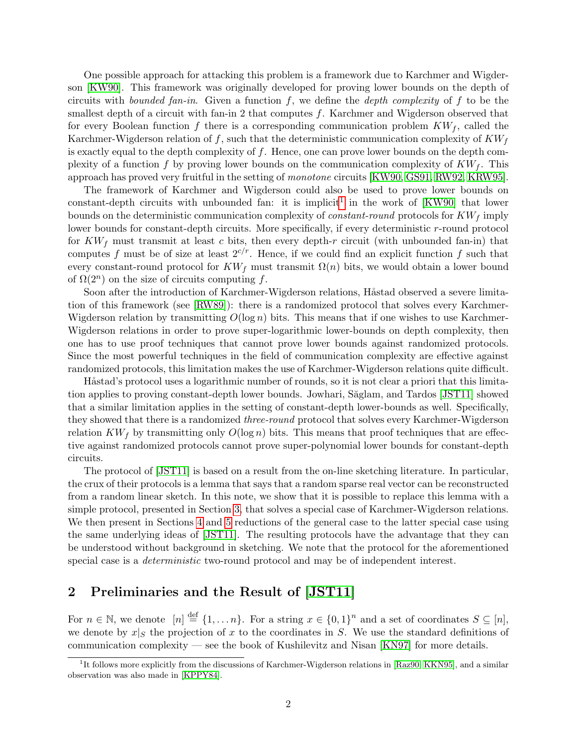One possible approach for attacking this problem is a framework due to Karchmer and Wigderson [KW90]. This framework was originally developed for proving lower bounds on the depth of circuits with *bounded fan-in*. Given a function $f$, we define the *depth complexity* of $f$ to be the smallest depth of a circuit with fan-in 2 that computes $f$. Karchmer and Wigderson observed that for every Boolean function $f$ there is a corresponding communication problem $KW_f$, called the Karchmer-Wigderson relation of $f$, such that the deterministic communication complexity of $KW_f$ is exactly equal to the depth complexity of $f$. Hence, one can prove lower bounds on the depth complexity of a function $f$ by proving lower bounds on the communication complexity of $KW_f$. This approach has proved very fruitful in the setting of *monotone* circuits [KW90, GS91, RW92, KRW95].

The framework of Karchmer and Wigderson could also be used to prove lower bounds on constant-depth circuits with unbounded fan: it is implicit[1] in the work of [KW90] that lower bounds on the deterministic communication complexity of *constant-round* protocols for $KW_f$ imply lower bounds for constant-depth circuits. More specifically, if every deterministic $r$-round protocol for $KW_f$ must transmit at least $c$ bits, then every depth-$r$ circuit (with unbounded fan-in) that computes $f$ must be of size at least $2^{c/r}$. Hence, if we could find an explicit function $f$ such that every constant-round protocol for $KW_f$ must transmit $\Omega(n)$ bits, we would obtain a lower bound of $\Omega(2^n)$ on the size of circuits computing $f$.

Soon after the introduction of Karchmer-Wigderson relations, Håstad observed a severe limitation of this framework (see [RW89]): there is a randomized protocol that solves every Karchmer-Wigderson relation by transmitting $O(\log n)$ bits. This means that if one wishes to use Karchmer-Wigderson relations in order to prove super-logarithmic lower-bounds on depth complexity, then one has to use proof techniques that cannot prove lower bounds against randomized protocols. Since the most powerful techniques in the field of communication complexity are effective against randomized protocols, this limitation makes the use of Karchmer-Wigderson relations quite difficult.

Håstad's protocol uses a logarithmic number of rounds, so it is not clear a priori that this limitation applies to proving constant-depth lower bounds. Jowhari, Săglam, and Tardos [JST11] showed that a similar limitation applies in the setting of constant-depth lower-bounds as well. Specifically, they showed that there is a randomized *three-round* protocol that solves every Karchmer-Wigderson relation $KW_f$ by transmitting only $O(\log n)$ bits. This means that proof techniques that are effective against randomized protocols cannot prove super-polynomial lower bounds for constant-depth circuits.

The protocol of [JST11] is based on a result from the on-line sketching literature. In particular, the crux of their protocols is a lemma that says that a random sparse real vector can be reconstructed from a random linear sketch. In this note, we show that it is possible to replace this lemma with a simple protocol, presented in Section 3, that solves a special case of Karchmer-Wigderson relations. We then present in Sections 4 and 5 reductions of the general case to the latter special case using the same underlying ideas of [JST11]. The resulting protocols have the advantage that they can be understood without background in sketching. We note that the protocol for the aforementioned special case is a *deterministic* two-round protocol and may be of independent interest.

## 2 Preliminaries and the Result of [JST11]

For $n \in \mathbb{N}$, we denote $[n] \stackrel{\text{def}}{=} \{1, \dots n\}$. For a string $x \in \{0,1\}^n$ and a set of coordinates $S \subseteq [n]$, we denote by $x|_S$ the projection of $x$ to the coordinates in $S$. We use the standard definitions of communication complexity — see the book of Kushilevitz and Nisan [KN97] for more details.

[1] It follows more explicitly from the discussions of Karchmer-Wigderson relations in [Raz90, KKN95], and a similar observation was also made in [KPPY84].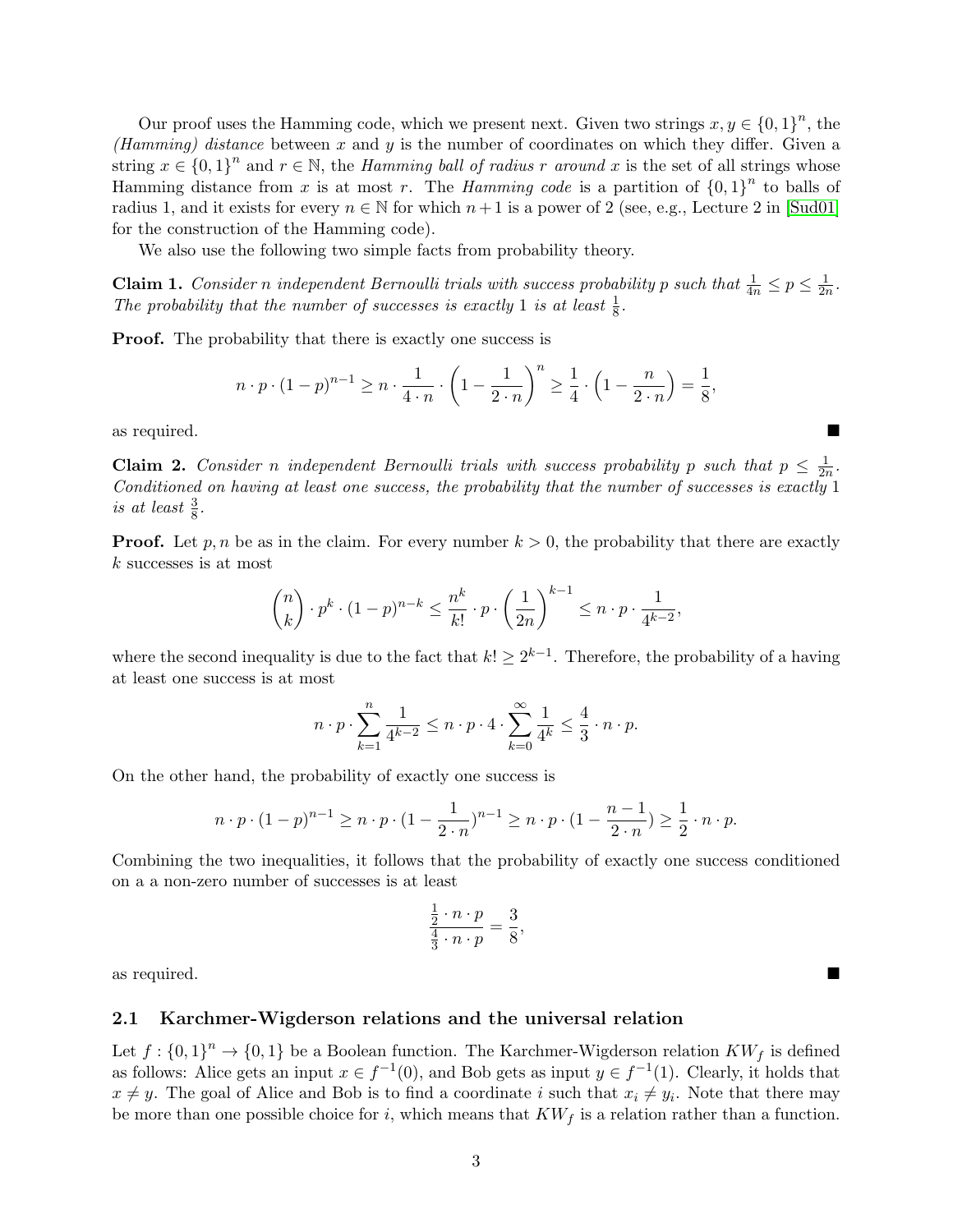Our proof uses the Hamming code, which we present next. Given two strings $x, y \in \{0,1\}^n$, the *(Hamming) distance* between $x$ and $y$ is the number of coordinates on which they differ. Given a string $x \in \{0,1\}^n$ and $r \in \mathbb{N}$, the *Hamming ball of radius $r$ around $x$* is the set of all strings whose Hamming distance from $x$ is at most $r$. The *Hamming code* is a partition of $\{0,1\}^n$ to balls of radius 1, and it exists for every $n \in \mathbb{N}$ for which $n+1$ is a power of 2 (see, e.g., Lecture 2 in [Sud01] for the construction of the Hamming code).

We also use the following two simple facts from probability theory.

**Claim 1.** *Consider $n$ independent Bernoulli trials with success probability $p$ such that $\frac{1}{4n} \leq p \leq \frac{1}{2n}$. The probability that the number of successes is exactly 1 is at least $\frac{1}{8}$.*

**Proof.** The probability that there is exactly one success is

$$n \cdot p \cdot (1-p)^{n-1} \geq n \cdot \frac{1}{4 \cdot n} \cdot \left(1 - \frac{1}{2 \cdot n}\right)^n \geq \frac{1}{4} \cdot \left(1 - \frac{n}{2 \cdot n}\right) = \frac{1}{8},$$

as required. ∎

**Claim 2.** *Consider $n$ independent Bernoulli trials with success probability $p$ such that $p \leq \frac{1}{2n}$. Conditioned on having at least one success, the probability that the number of successes is exactly 1 is at least $\frac{3}{8}$.*

**Proof.** Let $p, n$ be as in the claim. For every number $k > 0$, the probability that there are exactly $k$ successes is at most

$$\binom{n}{k} \cdot p^k \cdot (1-p)^{n-k} \leq \frac{n^k}{k!} \cdot p \cdot \left(\frac{1}{2n}\right)^{k-1} \leq n \cdot p \cdot \frac{1}{4^{k-2}},$$

where the second inequality is due to the fact that $k! \geq 2^{k-1}$. Therefore, the probability of a having at least one success is at most

$$n \cdot p \cdot \sum_{k=1}^{n} \frac{1}{4^{k-2}} \leq n \cdot p \cdot 4 \cdot \sum_{k=0}^{\infty} \frac{1}{4^k} \leq \frac{4}{3} \cdot n \cdot p.$$

On the other hand, the probability of exactly one success is

$$n \cdot p \cdot (1-p)^{n-1} \geq n \cdot p \cdot (1 - \frac{1}{2 \cdot n})^{n-1} \geq n \cdot p \cdot (1 - \frac{n-1}{2 \cdot n}) \geq \frac{1}{2} \cdot n \cdot p.$$

Combining the two inequalities, it follows that the probability of exactly one success conditioned on a a non-zero number of successes is at least

$$\frac{\frac{1}{2} \cdot n \cdot p}{\frac{4}{3} \cdot n \cdot p} = \frac{3}{8},$$

as required. ∎

### 2.1 Karchmer-Wigderson relations and the universal relation

Let $f : \{0,1\}^n \to \{0,1\}$ be a Boolean function. The Karchmer-Wigderson relation $KW_f$ is defined as follows: Alice gets an input $x \in f^{-1}(0)$, and Bob gets as input $y \in f^{-1}(1)$. Clearly, it holds that $x \neq y$. The goal of Alice and Bob is to find a coordinate $i$ such that $x_i \neq y_i$. Note that there may be more than one possible choice for $i$, which means that $KW_f$ is a relation rather than a function.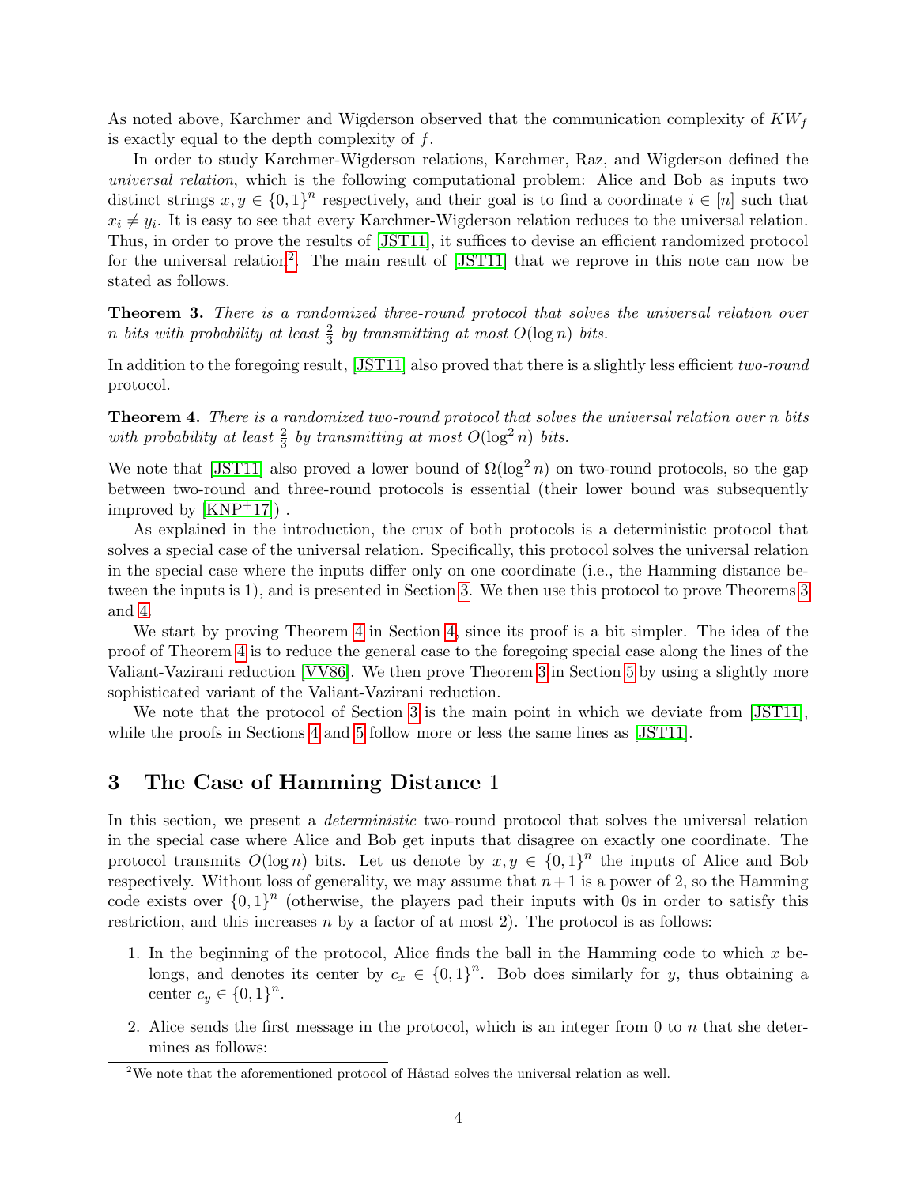As noted above, Karchmer and Wigderson observed that the communication complexity of $KW_f$ is exactly equal to the depth complexity of $f$.

In order to study Karchmer-Wigderson relations, Karchmer, Raz, and Wigderson defined the *universal relation*, which is the following computational problem: Alice and Bob as inputs two distinct strings $x, y \in \{0,1\}^n$ respectively, and their goal is to find a coordinate $i \in [n]$ such that $x_i \neq y_i$. It is easy to see that every Karchmer-Wigderson relation reduces to the universal relation. Thus, in order to prove the results of [JST11], it suffices to devise an efficient randomized protocol for the universal relation[2]. The main result of [JST11] that we reprove in this note can now be stated as follows.

**Theorem 3.** *There is a randomized three-round protocol that solves the universal relation over $n$ bits with probability at least $\frac{2}{3}$ by transmitting at most $O(\log n)$ bits.*

In addition to the foregoing result, [JST11] also proved that there is a slightly less efficient *two-round* protocol.

**Theorem 4.** *There is a randomized two-round protocol that solves the universal relation over $n$ bits with probability at least $\frac{2}{3}$ by transmitting at most $O(\log^2 n)$ bits.*

We note that [JST11] also proved a lower bound of $\Omega(\log^2 n)$ on two-round protocols, so the gap between two-round and three-round protocols is essential (their lower bound was subsequently improved by [KNP+17]) .

As explained in the introduction, the crux of both protocols is a deterministic protocol that solves a special case of the universal relation. Specifically, this protocol solves the universal relation in the special case where the inputs differ only on one coordinate (i.e., the Hamming distance between the inputs is 1), and is presented in Section 3. We then use this protocol to prove Theorems 3 and 4.

We start by proving Theorem 4 in Section 4, since its proof is a bit simpler. The idea of the proof of Theorem 4 is to reduce the general case to the foregoing special case along the lines of the Valiant-Vazirani reduction [VV86]. We then prove Theorem 3 in Section 5 by using a slightly more sophisticated variant of the Valiant-Vazirani reduction.

We note that the protocol of Section 3 is the main point in which we deviate from [JST11], while the proofs in Sections 4 and 5 follow more or less the same lines as [JST11].

## 3 The Case of Hamming Distance 1

In this section, we present a *deterministic* two-round protocol that solves the universal relation in the special case where Alice and Bob get inputs that disagree on exactly one coordinate. The protocol transmits $O(\log n)$ bits. Let us denote by $x, y \in \{0,1\}^n$ the inputs of Alice and Bob respectively. Without loss of generality, we may assume that $n+1$ is a power of 2, so the Hamming code exists over $\{0,1\}^n$ (otherwise, the players pad their inputs with 0s in order to satisfy this restriction, and this increases $n$ by a factor of at most 2). The protocol is as follows:

1. In the beginning of the protocol, Alice finds the ball in the Hamming code to which $x$ belongs, and denotes its center by $c_x \in \{0,1\}^n$. Bob does similarly for $y$, thus obtaining a center $c_y \in \{0,1\}^n$.
2. Alice sends the first message in the protocol, which is an integer from 0 to $n$ that she determines as follows:

[2] We note that the aforementioned protocol of Håstad solves the universal relation as well.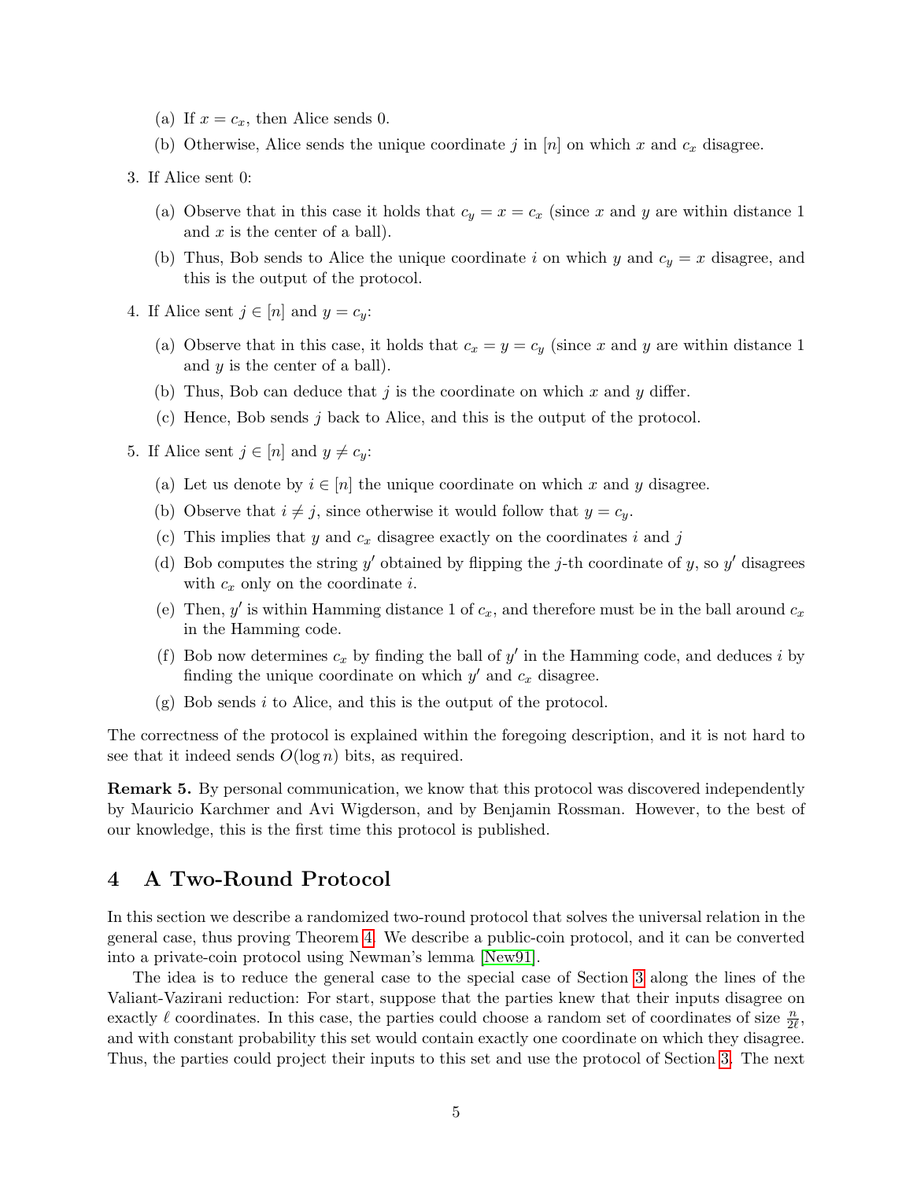(a) If $x = c_x$, then Alice sends 0.

   (b) Otherwise, Alice sends the unique coordinate $j$ in $[n]$ on which $x$ and $c_x$ disagree.

3. If Alice sent 0:

   (a) Observe that in this case it holds that $c_y = x = c_x$ (since $x$ and $y$ are within distance 1 and $x$ is the center of a ball).

   (b) Thus, Bob sends to Alice the unique coordinate $i$ on which $y$ and $c_y = x$ disagree, and this is the output of the protocol.

4. If Alice sent $j \in [n]$ and $y = c_y$:

   (a) Observe that in this case, it holds that $c_x = y = c_y$ (since $x$ and $y$ are within distance 1 and $y$ is the center of a ball).

   (b) Thus, Bob can deduce that $j$ is the coordinate on which $x$ and $y$ differ.

   (c) Hence, Bob sends $j$ back to Alice, and this is the output of the protocol.

5. If Alice sent $j \in [n]$ and $y \neq c_y$:

   (a) Let us denote by $i \in [n]$ the unique coordinate on which $x$ and $y$ disagree.

   (b) Observe that $i \neq j$, since otherwise it would follow that $y = c_y$.

   (c) This implies that $y$ and $c_x$ disagree exactly on the coordinates $i$ and $j$

   (d) Bob computes the string $y'$ obtained by flipping the $j$-th coordinate of $y$, so $y'$ disagrees with $c_x$ only on the coordinate $i$.

   (e) Then, $y'$ is within Hamming distance 1 of $c_x$, and therefore must be in the ball around $c_x$ in the Hamming code.

   (f) Bob now determines $c_x$ by finding the ball of $y'$ in the Hamming code, and deduces $i$ by finding the unique coordinate on which $y'$ and $c_x$ disagree.

   (g) Bob sends $i$ to Alice, and this is the output of the protocol.

The correctness of the protocol is explained within the foregoing description, and it is not hard to see that it indeed sends $O(\log n)$ bits, as required.

**Remark 5.** By personal communication, we know that this protocol was discovered independently by Mauricio Karchmer and Avi Wigderson, and by Benjamin Rossman. However, to the best of our knowledge, this is the first time this protocol is published.

## 4 A Two-Round Protocol

In this section we describe a randomized two-round protocol that solves the universal relation in the general case, thus proving Theorem 4. We describe a public-coin protocol, and it can be converted into a private-coin protocol using Newman's lemma [New91].

The idea is to reduce the general case to the special case of Section 3 along the lines of the Valiant-Vazirani reduction: For start, suppose that the parties knew that their inputs disagree on exactly $\ell$ coordinates. In this case, the parties could choose a random set of coordinates of size $\frac{n}{2\ell}$, and with constant probability this set would contain exactly one coordinate on which they disagree. Thus, the parties could project their inputs to this set and use the protocol of Section 3. The next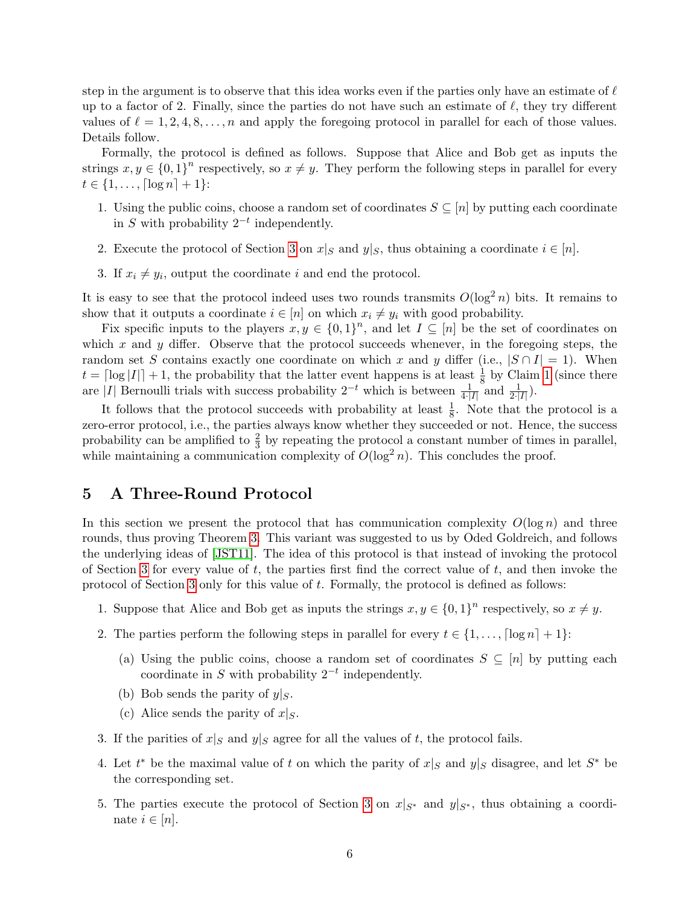step in the argument is to observe that this idea works even if the parties only have an estimate of $\ell$ up to a factor of 2. Finally, since the parties do not have such an estimate of $\ell$, they try different values of $\ell = 1, 2, 4, 8, \ldots, n$ and apply the foregoing protocol in parallel for each of those values. Details follow.

Formally, the protocol is defined as follows. Suppose that Alice and Bob get as inputs the strings $x, y \in \{0,1\}^n$ respectively, so $x \neq y$. They perform the following steps in parallel for every $t \in \{1, \ldots, \lceil \log n \rceil + 1\}$:

1. Using the public coins, choose a random set of coordinates $S \subseteq [n]$ by putting each coordinate in $S$ with probability $2^{-t}$ independently.
2. Execute the protocol of Section 3 on $x|_S$ and $y|_S$, thus obtaining a coordinate $i \in [n]$.
3. If $x_i \neq y_i$, output the coordinate $i$ and end the protocol.

It is easy to see that the protocol indeed uses two rounds transmits $O(\log^2 n)$ bits. It remains to show that it outputs a coordinate $i \in [n]$ on which $x_i \neq y_i$ with good probability.

Fix specific inputs to the players $x, y \in \{0,1\}^n$, and let $I \subseteq [n]$ be the set of coordinates on which $x$ and $y$ differ. Observe that the protocol succeeds whenever, in the foregoing steps, the random set $S$ contains exactly one coordinate on which $x$ and $y$ differ (i.e., $|S \cap I| = 1$). When $t = \lceil \log |I| \rceil + 1$, the probability that the latter event happens is at least $\frac{1}{8}$ by Claim 1 (since there are $|I|$ Bernoulli trials with success probability $2^{-t}$ which is between $\frac{1}{4 \cdot |I|}$ and $\frac{1}{2 \cdot |I|}$).

It follows that the protocol succeeds with probability at least $\frac{1}{8}$. Note that the protocol is a zero-error protocol, i.e., the parties always know whether they succeeded or not. Hence, the success probability can be amplified to $\frac{2}{3}$ by repeating the protocol a constant number of times in parallel, while maintaining a communication complexity of $O(\log^2 n)$. This concludes the proof.

## 5 A Three-Round Protocol

In this section we present the protocol that has communication complexity $O(\log n)$ and three rounds, thus proving Theorem 3. This variant was suggested to us by Oded Goldreich, and follows the underlying ideas of [JST11]. The idea of this protocol is that instead of invoking the protocol of Section 3 for every value of $t$, the parties first find the correct value of $t$, and then invoke the protocol of Section 3 only for this value of $t$. Formally, the protocol is defined as follows:

1. Suppose that Alice and Bob get as inputs the strings $x, y \in \{0,1\}^n$ respectively, so $x \neq y$.
2. The parties perform the following steps in parallel for every $t \in \{1, \ldots, \lceil \log n \rceil + 1\}$:
   (a) Using the public coins, choose a random set of coordinates $S \subseteq [n]$ by putting each coordinate in $S$ with probability $2^{-t}$ independently.
   (b) Bob sends the parity of $y|_S$.
   (c) Alice sends the parity of $x|_S$.
3. If the parities of $x|_S$ and $y|_S$ agree for all the values of $t$, the protocol fails.
4. Let $t^*$ be the maximal value of $t$ on which the parity of $x|_S$ and $y|_S$ disagree, and let $S^*$ be the corresponding set.
5. The parties execute the protocol of Section 3 on $x|_{S^*}$ and $y|_{S^*}$, thus obtaining a coordinate $i \in [n]$.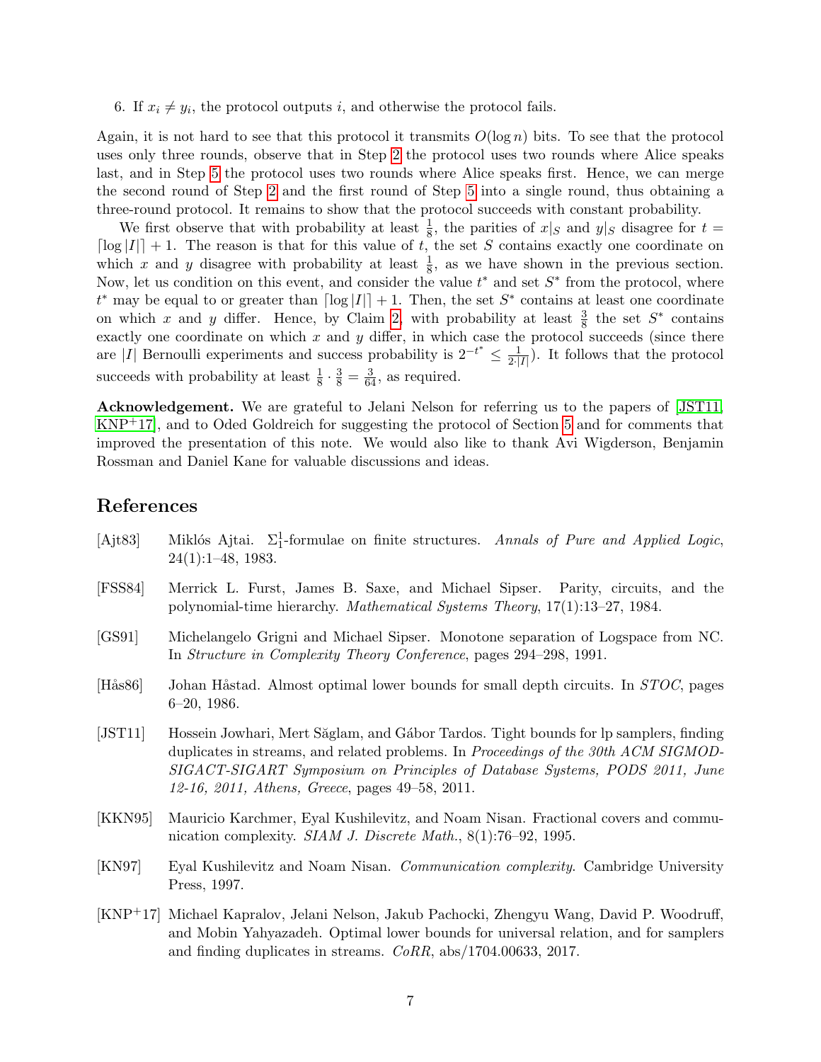6. If $x_i \neq y_i$, the protocol outputs $i$, and otherwise the protocol fails.

Again, it is not hard to see that this protocol it transmits $O(\log n)$ bits. To see that the protocol uses only three rounds, observe that in Step 2 the protocol uses two rounds where Alice speaks last, and in Step 5 the protocol uses two rounds where Alice speaks first. Hence, we can merge the second round of Step 2 and the first round of Step 5 into a single round, thus obtaining a three-round protocol. It remains to show that the protocol succeeds with constant probability.

We first observe that with probability at least $\frac{1}{8}$, the parities of $x|_S$ and $y|_S$ disagree for $t = \lceil \log |I| \rceil + 1$. The reason is that for this value of $t$, the set $S$ contains exactly one coordinate on which $x$ and $y$ disagree with probability at least $\frac{1}{8}$, as we have shown in the previous section. Now, let us condition on this event, and consider the value $t^*$ and set $S^*$ from the protocol, where $t^*$ may be equal to or greater than $\lceil \log |I| \rceil + 1$. Then, the set $S^*$ contains at least one coordinate on which $x$ and $y$ differ. Hence, by Claim 2, with probability at least $\frac{3}{8}$ the set $S^*$ contains exactly one coordinate on which $x$ and $y$ differ, in which case the protocol succeeds (since there are $|I|$ Bernoulli experiments and success probability is $2^{-t^*} \leq \frac{1}{2 \cdot |I|}$). It follows that the protocol succeeds with probability at least $\frac{1}{8} \cdot \frac{3}{8} = \frac{3}{64}$, as required.

**Acknowledgement.** We are grateful to Jelani Nelson for referring us to the papers of [JST11, KNP+17], and to Oded Goldreich for suggesting the protocol of Section 5 and for comments that improved the presentation of this note. We would also like to thank Avi Wigderson, Benjamin Rossman and Daniel Kane for valuable discussions and ideas.

# References

[Ajt83] Miklós Ajtai. $\Sigma_1^1$-formulae on finite structures. *Annals of Pure and Applied Logic*, 24(1):1–48, 1983.

[FSS84] Merrick L. Furst, James B. Saxe, and Michael Sipser. Parity, circuits, and the polynomial-time hierarchy. *Mathematical Systems Theory*, 17(1):13–27, 1984.

[GS91] Michelangelo Grigni and Michael Sipser. Monotone separation of Logspace from NC. In *Structure in Complexity Theory Conference*, pages 294–298, 1991.

[Hås86] Johan Håstad. Almost optimal lower bounds for small depth circuits. In *STOC*, pages 6–20, 1986.

[JST11] Hossein Jowhari, Mert Săglam, and Gábor Tardos. Tight bounds for lp samplers, finding duplicates in streams, and related problems. In *Proceedings of the 30th ACM SIGMOD-SIGACT-SIGART Symposium on Principles of Database Systems, PODS 2011, June 12-16, 2011, Athens, Greece*, pages 49–58, 2011.

[KKN95] Mauricio Karchmer, Eyal Kushilevitz, and Noam Nisan. Fractional covers and communication complexity. *SIAM J. Discrete Math.*, 8(1):76–92, 1995.

[KN97] Eyal Kushilevitz and Noam Nisan. *Communication complexity*. Cambridge University Press, 1997.

[KNP+17] Michael Kapralov, Jelani Nelson, Jakub Pachocki, Zhengyu Wang, David P. Woodruff, and Mobin Yahyazadeh. Optimal lower bounds for universal relation, and for samplers and finding duplicates in streams. *CoRR*, abs/1704.00633, 2017.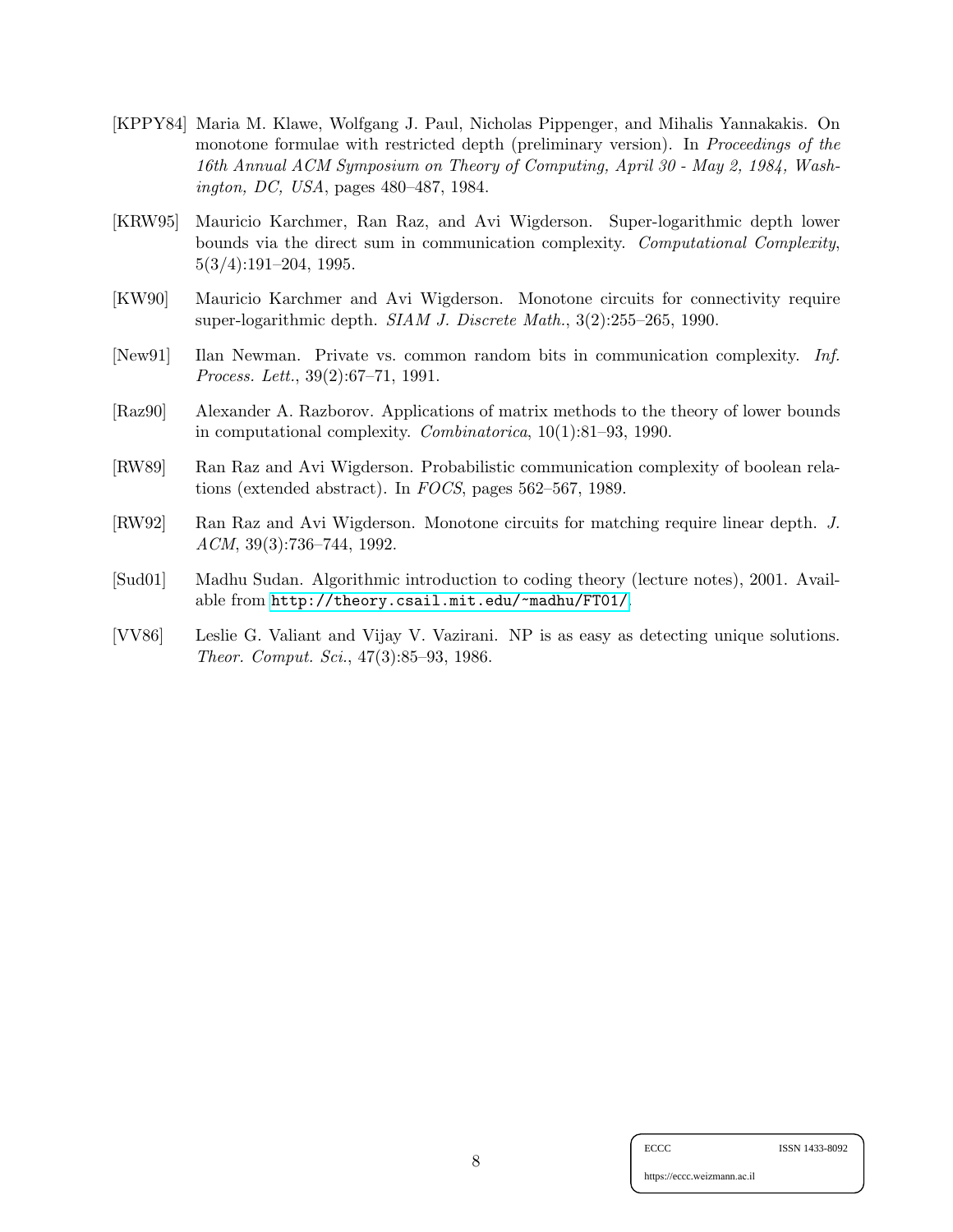[KPPY84] Maria M. Klawe, Wolfgang J. Paul, Nicholas Pippenger, and Mihalis Yannakakis. On monotone formulae with restricted depth (preliminary version). In *Proceedings of the 16th Annual ACM Symposium on Theory of Computing, April 30 - May 2, 1984, Washington, DC, USA*, pages 480–487, 1984.

[KRW95] Mauricio Karchmer, Ran Raz, and Avi Wigderson. Super-logarithmic depth lower bounds via the direct sum in communication complexity. *Computational Complexity*, 5(3/4):191–204, 1995.

[KW90] Mauricio Karchmer and Avi Wigderson. Monotone circuits for connectivity require super-logarithmic depth. *SIAM J. Discrete Math.*, 3(2):255–265, 1990.

[New91] Ilan Newman. Private vs. common random bits in communication complexity. *Inf. Process. Lett.*, 39(2):67–71, 1991.

[Raz90] Alexander A. Razborov. Applications of matrix methods to the theory of lower bounds in computational complexity. *Combinatorica*, 10(1):81–93, 1990.

[RW89] Ran Raz and Avi Wigderson. Probabilistic communication complexity of boolean relations (extended abstract). In *FOCS*, pages 562–567, 1989.

[RW92] Ran Raz and Avi Wigderson. Monotone circuits for matching require linear depth. *J. ACM*, 39(3):736–744, 1992.

[Sud01] Madhu Sudan. Algorithmic introduction to coding theory (lecture notes), 2001. Available from http://theory.csail.mit.edu/~madhu/FT01/.

[VV86] Leslie G. Valiant and Vijay V. Vazirani. NP is as easy as detecting unique solutions. *Theor. Comput. Sci.*, 47(3):85–93, 1986.

ECCC ISSN 1433-8092

https://eccc.weizmann.ac.il